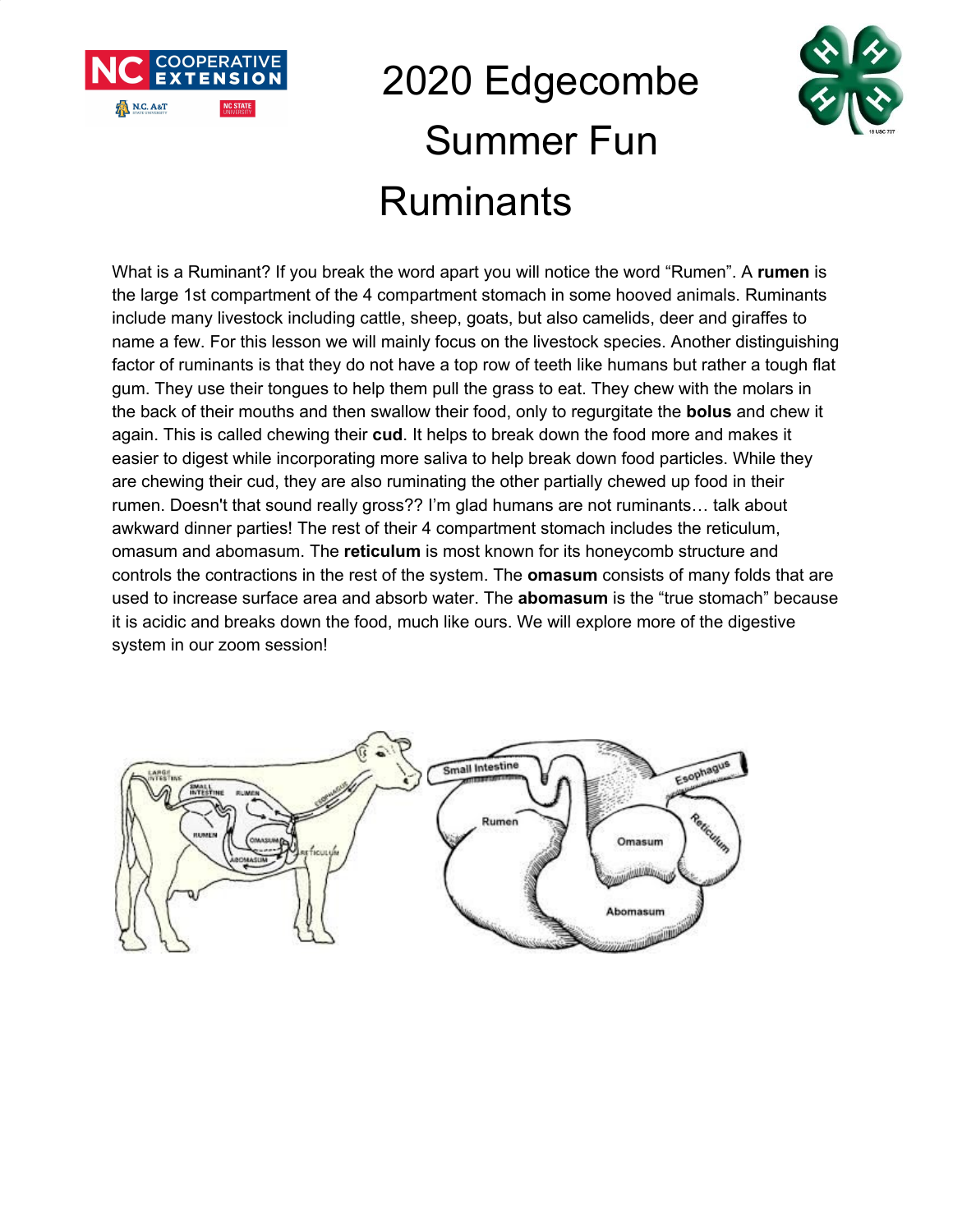# 2020 Edgecombe Summer Fun

# Ruminants

What is a Ruminant? If you break the word apart you will notice the word "Rumen". A **rumen** is the large 1st compartment of the 4 compartment stomach in some hooved animals. Ruminants include many livestock including cattle, sheep, goats, but also camelids, deer and giraffes to name a few. For this lesson we will mainly focus on the livestock species. Another distinguishing factor of ruminants is that they do not have a top row of teeth like humans but rather a tough flat gum. They use their tongues to help them pull the grass to eat. They chew with the molars in the back of their mouths and then swallow their food, only to regurgitate the **bolus** and chew it again. This is called chewing their **cud**. It helps to break down the food more and makes it easier to digest while incorporating more saliva to help break down food particles. While they are chewing their cud, they are also ruminating the other partially chewed up food in their rumen. Doesn't that sound really gross?? I'm glad humans are not ruminants… talk about awkward dinner parties! The rest of their 4 compartment stomach includes the reticulum, omasum and abomasum. The **reticulum** is most known for its honeycomb structure and controls the contractions in the rest of the system. The **omasum** consists of many folds that are used to increase surface area and absorb water. The **abomasum** is the "true stomach" because it is acidic and breaks down the food, much like ours. We will explore more of the digestive system in our zoom session!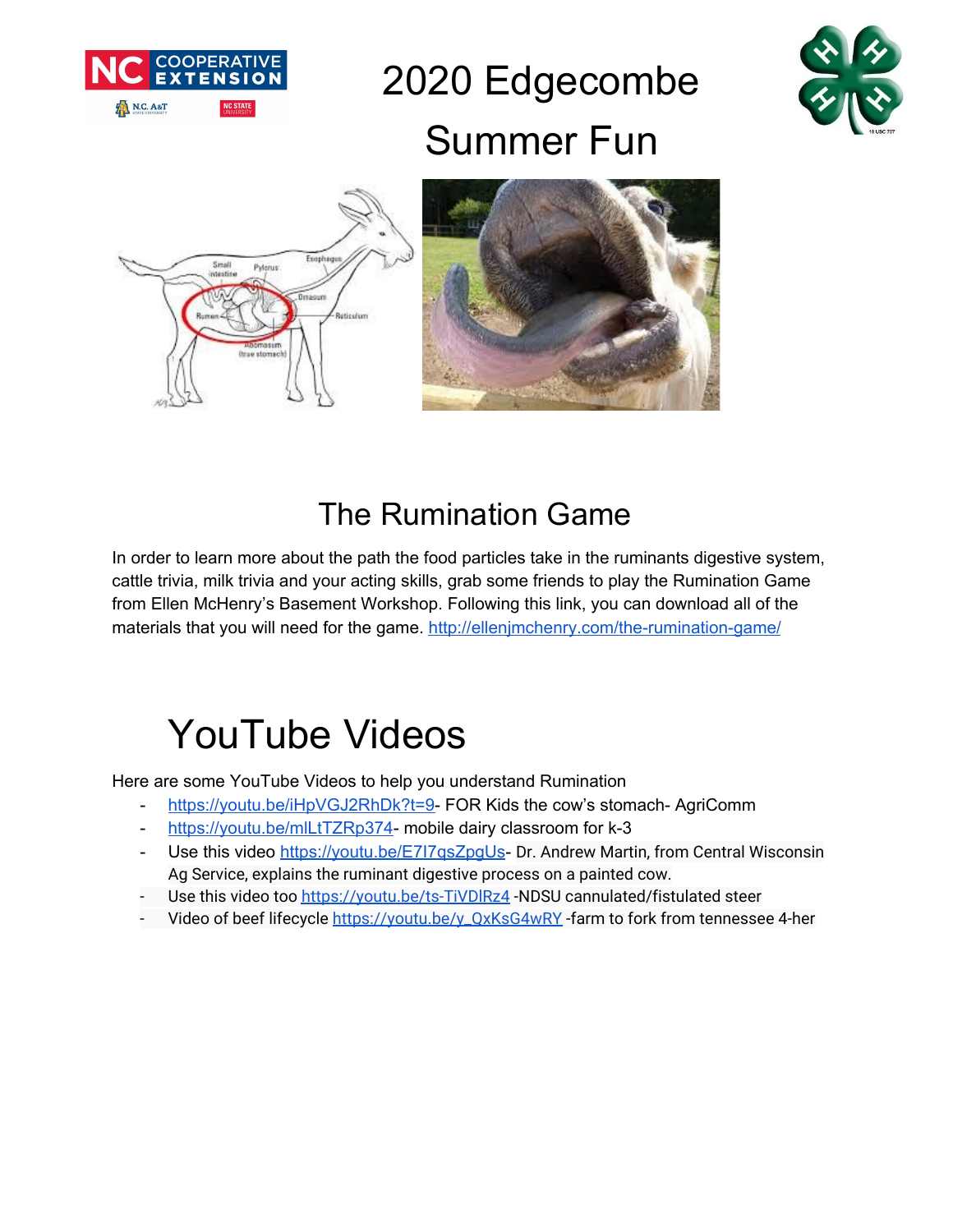# 2020 Edgecombe Summer Fun

## The Rumination Game

In order to learn more about the path the food particles take in the ruminants digestive system, cattle trivia, milk trivia and your acting skills, grab some friends to play the Rumination Game from Ellen McHenry's Basement Workshop. Following this link, you can download all of the materials that you will need for the game. http://ellenjmchenry.com/the-rumination-game/

# YouTube Videos

Here are some YouTube Videos to help you understand Rumination

- https://youtu.be/iHpVGJ2RhDk?t=9- FOR Kids the cow's stomach- AgriComm
- https://youtu.be/mlLtTZRp374- mobile dairy classroom for k-3
- Use this video https://youtu.be/E7I7qsZpgUs- Dr. Andrew Martin, from Central Wisconsin Ag Service, explains the ruminant digestive process on a painted cow.
- Use this video too https://youtu.be/ts-TiVDlRz4 -NDSU cannulated/fistulated steer
- Video of beef lifecycle https://youtu.be/y_QxKsG4wRY -farm to fork from tennessee 4-her